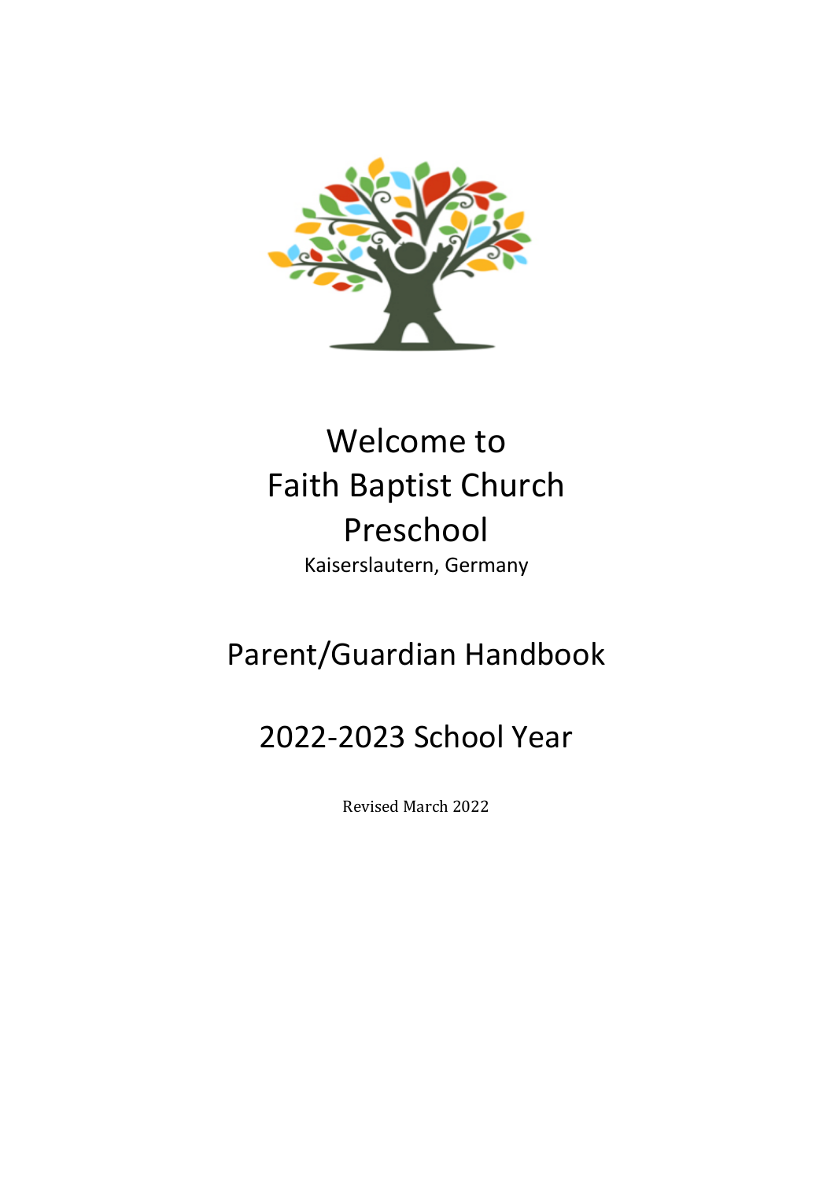# Welcome to
# Faith Baptist Church
# Preschool

Kaiserslautern, Germany

## Parent/Guardian Handbook

## 2022-2023 School Year

Revised March 2022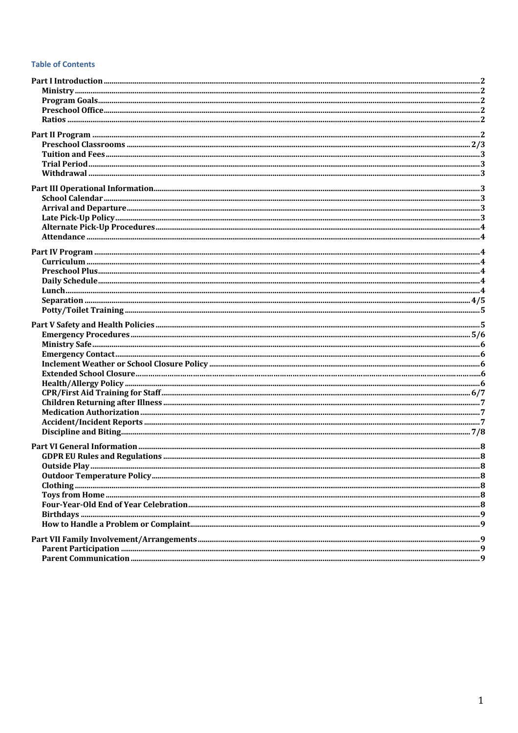## Table of Contents

**Part I Introduction** ....................................................................................................................2
- **Ministry** .........................................................................................................................2
- **Program Goals**..............................................................................................................2
- **Preschool Office**...........................................................................................................2
- **Ratios** ............................................................................................................................2

**Part II Program** .........................................................................................................................2
- **Preschool Classrooms** ............................................................................................2/3
- **Tuition and Fees**...........................................................................................................3
- **Trial Period**....................................................................................................................3
- **Withdrawal** ....................................................................................................................3

**Part III Operational Information**.............................................................................................3
- **School Calendar** ............................................................................................................3
- **Arrival and Departure**...................................................................................................3
- **Late Pick-Up Policy**.......................................................................................................3
- **Alternate Pick-Up Procedures**.......................................................................................4
- **Attendance** ....................................................................................................................4

**Part IV Program** .........................................................................................................................4
- **Curriculum** ....................................................................................................................4
- **Preschool Plus**...............................................................................................................4
- **Daily Schedule**..............................................................................................................4
- **Lunch**.............................................................................................................................4
- **Separation** ..................................................................................................................4/5
- **Potty/Toilet Training** ....................................................................................................5

**Part V Safety and Health Policies** ...........................................................................................5
- **Emergency Procedures** ..............................................................................................5/6
- **Ministry Safe**.................................................................................................................6
- **Emergency Contact**.......................................................................................................6
- **Inclement Weather or School Closure Policy** ..............................................................6
- **Extended School Closure**.............................................................................................6
- **Health/Allergy Policy** ...................................................................................................6
- **CPR/First Aid Training for Staff**................................................................................6/7
- **Children Returning after Illness** ...................................................................................7
- **Medication Authorization**.............................................................................................7
- **Accident/Incident Reports** ............................................................................................7
- **Discipline and Biting**..................................................................................................7/8

**Part VI General Information** .....................................................................................................8
- **GDPR EU Rules and Regulations** .................................................................................8
- **Outside Play**..................................................................................................................8
- **Outdoor Temperature Policy**.........................................................................................8
- **Clothing** .........................................................................................................................8
- **Toys from Home** ...........................................................................................................8
- **Four-Year-Old End of Year Celebration**........................................................................8
- **Birthdays** .......................................................................................................................9
- **How to Handle a Problem or Complaint**.......................................................................9

**Part VII Family Involvement/Arrangements** ...........................................................................9
- **Parent Participation** ......................................................................................................9
- **Parent Communication** ..................................................................................................9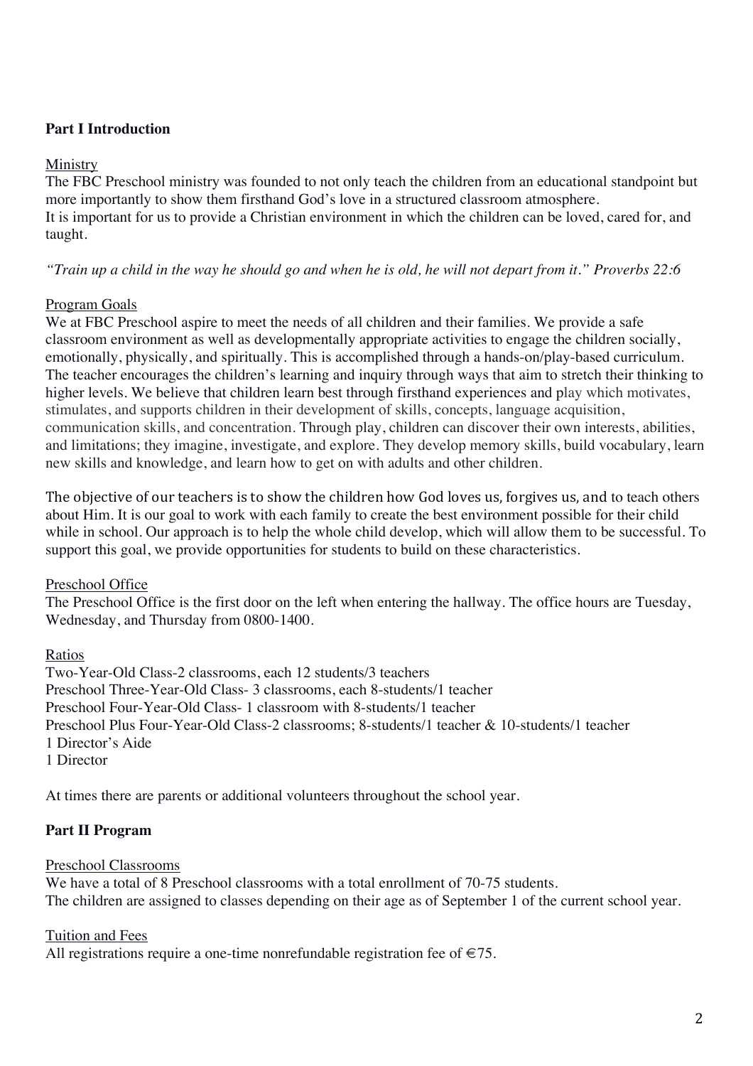## Part I Introduction

Ministry

The FBC Preschool ministry was founded to not only teach the children from an educational standpoint but more importantly to show them firsthand God's love in a structured classroom atmosphere.
It is important for us to provide a Christian environment in which the children can be loved, cared for, and taught.

*"Train up a child in the way he should go and when he is old, he will not depart from it." Proverbs 22:6*

Program Goals

We at FBC Preschool aspire to meet the needs of all children and their families. We provide a safe classroom environment as well as developmentally appropriate activities to engage the children socially, emotionally, physically, and spiritually. This is accomplished through a hands-on/play-based curriculum. The teacher encourages the children's learning and inquiry through ways that aim to stretch their thinking to higher levels. We believe that children learn best through firsthand experiences and play which motivates, stimulates, and supports children in their development of skills, concepts, language acquisition, communication skills, and concentration. Through play, children can discover their own interests, abilities, and limitations; they imagine, investigate, and explore. They develop memory skills, build vocabulary, learn new skills and knowledge, and learn how to get on with adults and other children.

The objective of our teachers is to show the children how God loves us, forgives us, and to teach others about Him. It is our goal to work with each family to create the best environment possible for their child while in school. Our approach is to help the whole child develop, which will allow them to be successful. To support this goal, we provide opportunities for students to build on these characteristics.

Preschool Office

The Preschool Office is the first door on the left when entering the hallway. The office hours are Tuesday, Wednesday, and Thursday from 0800-1400.

Ratios

Two-Year-Old Class-2 classrooms, each 12 students/3 teachers
Preschool Three-Year-Old Class- 3 classrooms, each 8-students/1 teacher
Preschool Four-Year-Old Class- 1 classroom with 8-students/1 teacher
Preschool Plus Four-Year-Old Class-2 classrooms; 8-students/1 teacher & 10-students/1 teacher
1 Director's Aide
1 Director

At times there are parents or additional volunteers throughout the school year.

## Part II Program

Preschool Classrooms

We have a total of 8 Preschool classrooms with a total enrollment of 70-75 students.
The children are assigned to classes depending on their age as of September 1 of the current school year.

Tuition and Fees

All registrations require a one-time nonrefundable registration fee of €75.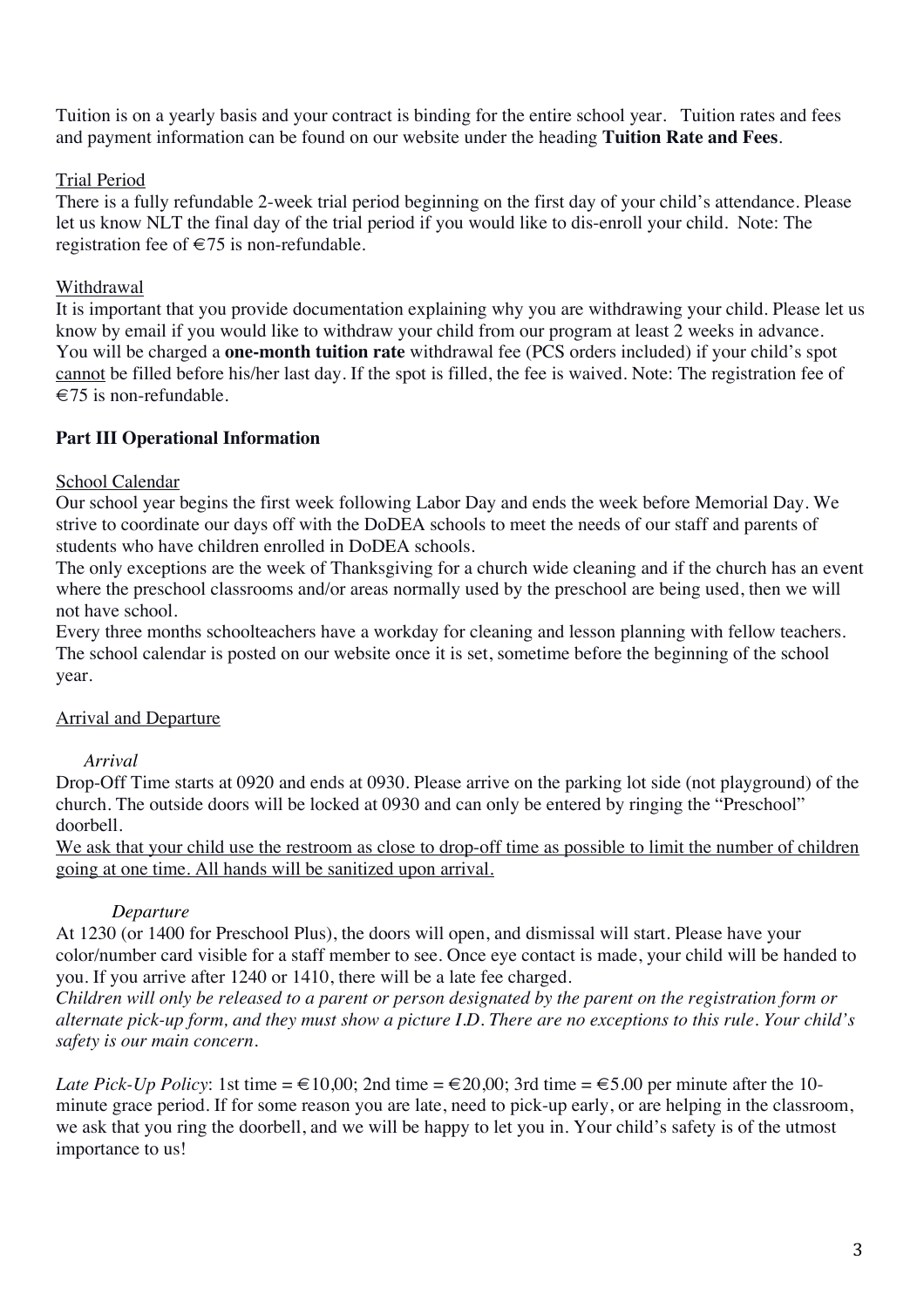Tuition is on a yearly basis and your contract is binding for the entire school year. Tuition rates and fees and payment information can be found on our website under the heading **Tuition Rate and Fees**.

<u>Trial Period</u>

There is a fully refundable 2-week trial period beginning on the first day of your child's attendance. Please let us know NLT the final day of the trial period if you would like to dis-enroll your child. Note: The registration fee of €75 is non-refundable.

<u>Withdrawal</u>

It is important that you provide documentation explaining why you are withdrawing your child. Please let us know by email if you would like to withdraw your child from our program at least 2 weeks in advance. You will be charged a **one-month tuition rate** withdrawal fee (PCS orders included) if your child's spot <u>cannot</u> be filled before his/her last day. If the spot is filled, the fee is waived. Note: The registration fee of €75 is non-refundable.

## Part III Operational Information

<u>School Calendar</u>

Our school year begins the first week following Labor Day and ends the week before Memorial Day. We strive to coordinate our days off with the DoDEA schools to meet the needs of our staff and parents of students who have children enrolled in DoDEA schools.

The only exceptions are the week of Thanksgiving for a church wide cleaning and if the church has an event where the preschool classrooms and/or areas normally used by the preschool are being used, then we will not have school.

Every three months schoolteachers have a workday for cleaning and lesson planning with fellow teachers. The school calendar is posted on our website once it is set, sometime before the beginning of the school year.

<u>Arrival and Departure</u>

*Arrival*

Drop-Off Time starts at 0920 and ends at 0930. Please arrive on the parking lot side (not playground) of the church. The outside doors will be locked at 0930 and can only be entered by ringing the "Preschool" doorbell.

<u>We ask that your child use the restroom as close to drop-off time as possible to limit the number of children going at one time. All hands will be sanitized upon arrival.</u>

*Departure*

At 1230 (or 1400 for Preschool Plus), the doors will open, and dismissal will start. Please have your color/number card visible for a staff member to see. Once eye contact is made, your child will be handed to you. If you arrive after 1240 or 1410, there will be a late fee charged.

*Children will only be released to a parent or person designated by the parent on the registration form or alternate pick-up form, and they must show a picture I.D. There are no exceptions to this rule. Your child's safety is our main concern.*

*Late Pick-Up Policy*: 1st time = €10,00; 2nd time = €20,00; 3rd time = €5.00 per minute after the 10-minute grace period. If for some reason you are late, need to pick-up early, or are helping in the classroom, we ask that you ring the doorbell, and we will be happy to let you in. Your child's safety is of the utmost importance to us!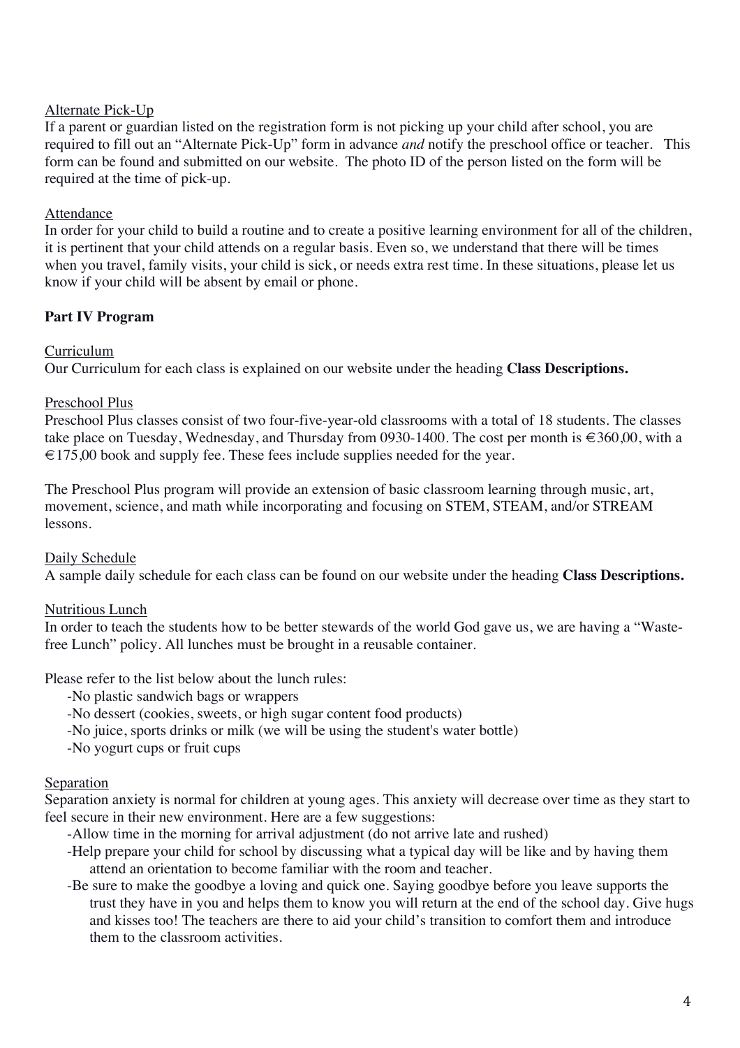Alternate Pick-Up

If a parent or guardian listed on the registration form is not picking up your child after school, you are required to fill out an "Alternate Pick-Up" form in advance *and* notify the preschool office or teacher. This form can be found and submitted on our website. The photo ID of the person listed on the form will be required at the time of pick-up.

Attendance

In order for your child to build a routine and to create a positive learning environment for all of the children, it is pertinent that your child attends on a regular basis. Even so, we understand that there will be times when you travel, family visits, your child is sick, or needs extra rest time. In these situations, please let us know if your child will be absent by email or phone.

## Part IV Program

Curriculum

Our Curriculum for each class is explained on our website under the heading **Class Descriptions.**

Preschool Plus

Preschool Plus classes consist of two four-five-year-old classrooms with a total of 18 students. The classes take place on Tuesday, Wednesday, and Thursday from 0930-1400. The cost per month is €360,00, with a €175,00 book and supply fee. These fees include supplies needed for the year.

The Preschool Plus program will provide an extension of basic classroom learning through music, art, movement, science, and math while incorporating and focusing on STEM, STEAM, and/or STREAM lessons.

Daily Schedule

A sample daily schedule for each class can be found on our website under the heading **Class Descriptions.**

Nutritious Lunch

In order to teach the students how to be better stewards of the world God gave us, we are having a "Waste-free Lunch" policy. All lunches must be brought in a reusable container.

Please refer to the list below about the lunch rules:

- No plastic sandwich bags or wrappers
- No dessert (cookies, sweets, or high sugar content food products)
- No juice, sports drinks or milk (we will be using the student's water bottle)
- No yogurt cups or fruit cups

Separation

Separation anxiety is normal for children at young ages. This anxiety will decrease over time as they start to feel secure in their new environment. Here are a few suggestions:

- Allow time in the morning for arrival adjustment (do not arrive late and rushed)
- Help prepare your child for school by discussing what a typical day will be like and by having them attend an orientation to become familiar with the room and teacher.
- Be sure to make the goodbye a loving and quick one. Saying goodbye before you leave supports the trust they have in you and helps them to know you will return at the end of the school day. Give hugs and kisses too! The teachers are there to aid your child's transition to comfort them and introduce them to the classroom activities.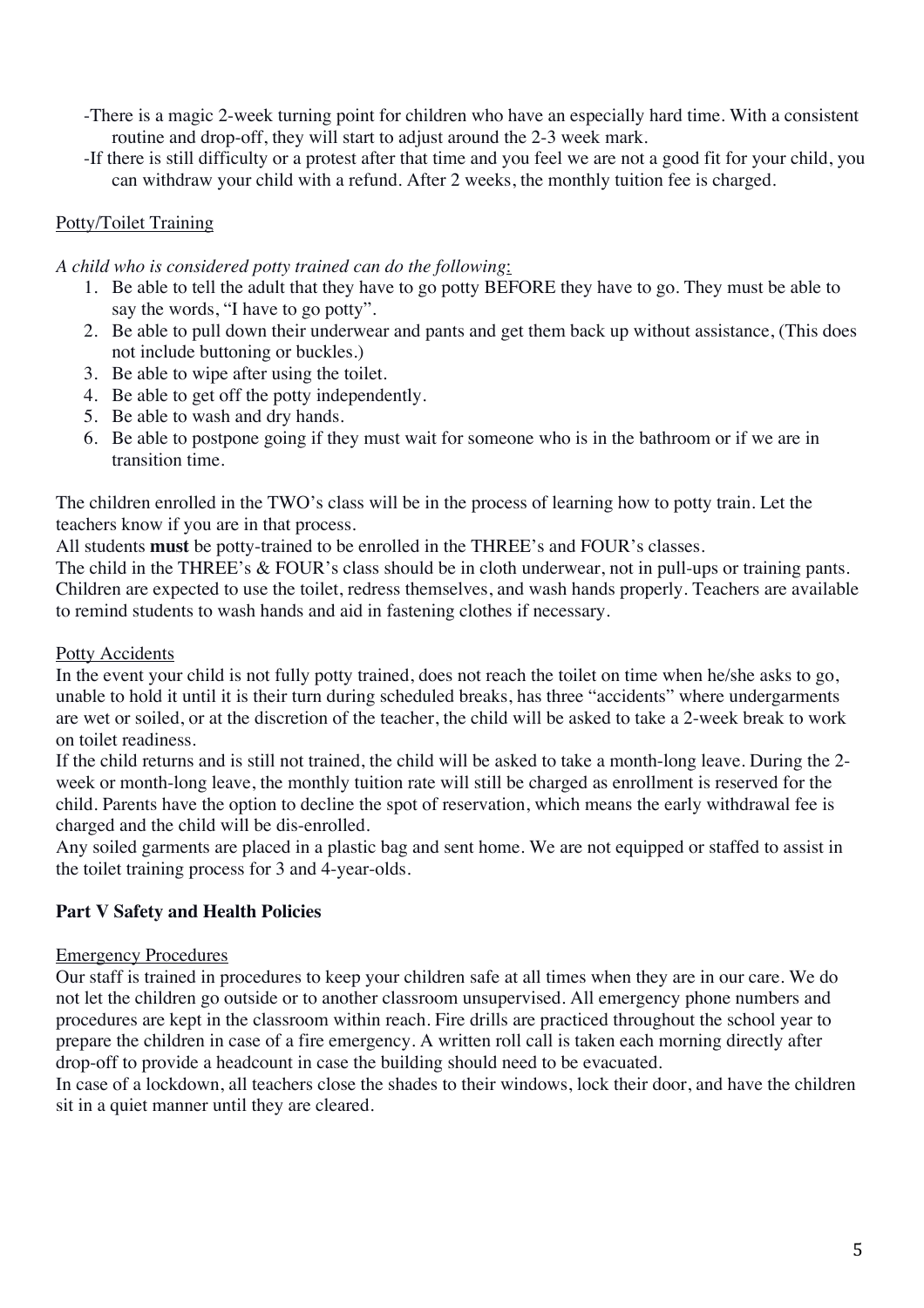-There is a magic 2-week turning point for children who have an especially hard time. With a consistent routine and drop-off, they will start to adjust around the 2-3 week mark.

-If there is still difficulty or a protest after that time and you feel we are not a good fit for your child, you can withdraw your child with a refund. After 2 weeks, the monthly tuition fee is charged.

<u>Potty/Toilet Training</u>

*A child who is considered potty trained can do the following:*

1. Be able to tell the adult that they have to go potty BEFORE they have to go. They must be able to say the words, "I have to go potty".
2. Be able to pull down their underwear and pants and get them back up without assistance, (This does not include buttoning or buckles.)
3. Be able to wipe after using the toilet.
4. Be able to get off the potty independently.
5. Be able to wash and dry hands.
6. Be able to postpone going if they must wait for someone who is in the bathroom or if we are in transition time.

The children enrolled in the TWO's class will be in the process of learning how to potty train. Let the teachers know if you are in that process.

All students **must** be potty-trained to be enrolled in the THREE's and FOUR's classes.

The child in the THREE's & FOUR's class should be in cloth underwear, not in pull-ups or training pants. Children are expected to use the toilet, redress themselves, and wash hands properly. Teachers are available to remind students to wash hands and aid in fastening clothes if necessary.

<u>Potty Accidents</u>

In the event your child is not fully potty trained, does not reach the toilet on time when he/she asks to go, unable to hold it until it is their turn during scheduled breaks, has three "accidents" where undergarments are wet or soiled, or at the discretion of the teacher, the child will be asked to take a 2-week break to work on toilet readiness.

If the child returns and is still not trained, the child will be asked to take a month-long leave. During the 2-week or month-long leave, the monthly tuition rate will still be charged as enrollment is reserved for the child. Parents have the option to decline the spot of reservation, which means the early withdrawal fee is charged and the child will be dis-enrolled.

Any soiled garments are placed in a plastic bag and sent home. We are not equipped or staffed to assist in the toilet training process for 3 and 4-year-olds.

## Part V Safety and Health Policies

<u>Emergency Procedures</u>

Our staff is trained in procedures to keep your children safe at all times when they are in our care. We do not let the children go outside or to another classroom unsupervised. All emergency phone numbers and procedures are kept in the classroom within reach. Fire drills are practiced throughout the school year to prepare the children in case of a fire emergency. A written roll call is taken each morning directly after drop-off to provide a headcount in case the building should need to be evacuated.

In case of a lockdown, all teachers close the shades to their windows, lock their door, and have the children sit in a quiet manner until they are cleared.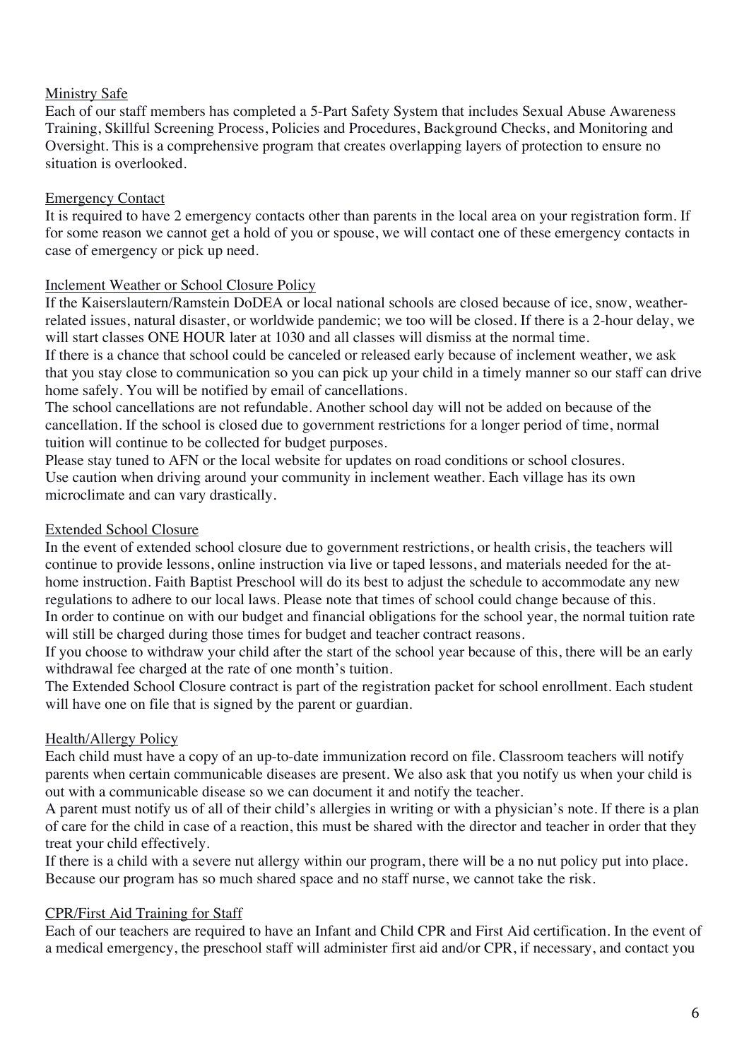## Ministry Safe

Each of our staff members has completed a 5-Part Safety System that includes Sexual Abuse Awareness Training, Skillful Screening Process, Policies and Procedures, Background Checks, and Monitoring and Oversight. This is a comprehensive program that creates overlapping layers of protection to ensure no situation is overlooked.

## Emergency Contact

It is required to have 2 emergency contacts other than parents in the local area on your registration form. If for some reason we cannot get a hold of you or spouse, we will contact one of these emergency contacts in case of emergency or pick up need.

## Inclement Weather or School Closure Policy

If the Kaiserslautern/Ramstein DoDEA or local national schools are closed because of ice, snow, weather-related issues, natural disaster, or worldwide pandemic; we too will be closed. If there is a 2-hour delay, we will start classes ONE HOUR later at 1030 and all classes will dismiss at the normal time.

If there is a chance that school could be canceled or released early because of inclement weather, we ask that you stay close to communication so you can pick up your child in a timely manner so our staff can drive home safely. You will be notified by email of cancellations.

The school cancellations are not refundable. Another school day will not be added on because of the cancellation. If the school is closed due to government restrictions for a longer period of time, normal tuition will continue to be collected for budget purposes.

Please stay tuned to AFN or the local website for updates on road conditions or school closures.

Use caution when driving around your community in inclement weather. Each village has its own microclimate and can vary drastically.

## Extended School Closure

In the event of extended school closure due to government restrictions, or health crisis, the teachers will continue to provide lessons, online instruction via live or taped lessons, and materials needed for the at-home instruction. Faith Baptist Preschool will do its best to adjust the schedule to accommodate any new regulations to adhere to our local laws. Please note that times of school could change because of this.

In order to continue on with our budget and financial obligations for the school year, the normal tuition rate will still be charged during those times for budget and teacher contract reasons.

If you choose to withdraw your child after the start of the school year because of this, there will be an early withdrawal fee charged at the rate of one month's tuition.

The Extended School Closure contract is part of the registration packet for school enrollment. Each student will have one on file that is signed by the parent or guardian.

## Health/Allergy Policy

Each child must have a copy of an up-to-date immunization record on file. Classroom teachers will notify parents when certain communicable diseases are present. We also ask that you notify us when your child is out with a communicable disease so we can document it and notify the teacher.

A parent must notify us of all of their child's allergies in writing or with a physician's note. If there is a plan of care for the child in case of a reaction, this must be shared with the director and teacher in order that they treat your child effectively.

If there is a child with a severe nut allergy within our program, there will be a no nut policy put into place. Because our program has so much shared space and no staff nurse, we cannot take the risk.

## CPR/First Aid Training for Staff

Each of our teachers are required to have an Infant and Child CPR and First Aid certification. In the event of a medical emergency, the preschool staff will administer first aid and/or CPR, if necessary, and contact you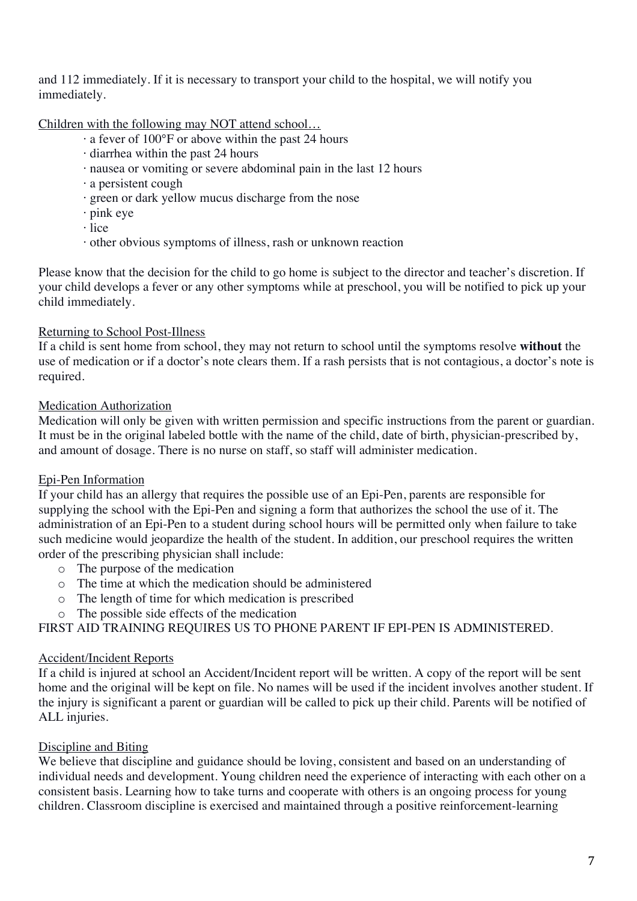and 112 immediately. If it is necessary to transport your child to the hospital, we will notify you immediately.

<u>Children with the following may NOT attend school…</u>

- a fever of 100°F or above within the past 24 hours
- diarrhea within the past 24 hours
- nausea or vomiting or severe abdominal pain in the last 12 hours
- a persistent cough
- green or dark yellow mucus discharge from the nose
- pink eye
- lice
- other obvious symptoms of illness, rash or unknown reaction

Please know that the decision for the child to go home is subject to the director and teacher's discretion. If your child develops a fever or any other symptoms while at preschool, you will be notified to pick up your child immediately.

<u>Returning to School Post-Illness</u>

If a child is sent home from school, they may not return to school until the symptoms resolve **without** the use of medication or if a doctor's note clears them. If a rash persists that is not contagious, a doctor's note is required.

<u>Medication Authorization</u>

Medication will only be given with written permission and specific instructions from the parent or guardian. It must be in the original labeled bottle with the name of the child, date of birth, physician-prescribed by, and amount of dosage. There is no nurse on staff, so staff will administer medication.

<u>Epi-Pen Information</u>

If your child has an allergy that requires the possible use of an Epi-Pen, parents are responsible for supplying the school with the Epi-Pen and signing a form that authorizes the school the use of it. The administration of an Epi-Pen to a student during school hours will be permitted only when failure to take such medicine would jeopardize the health of the student. In addition, our preschool requires the written order of the prescribing physician shall include:

- The purpose of the medication
- The time at which the medication should be administered
- The length of time for which medication is prescribed
- The possible side effects of the medication

FIRST AID TRAINING REQUIRES US TO PHONE PARENT IF EPI-PEN IS ADMINISTERED.

<u>Accident/Incident Reports</u>

If a child is injured at school an Accident/Incident report will be written. A copy of the report will be sent home and the original will be kept on file. No names will be used if the incident involves another student. If the injury is significant a parent or guardian will be called to pick up their child. Parents will be notified of ALL injuries.

<u>Discipline and Biting</u>

We believe that discipline and guidance should be loving, consistent and based on an understanding of individual needs and development. Young children need the experience of interacting with each other on a consistent basis. Learning how to take turns and cooperate with others is an ongoing process for young children. Classroom discipline is exercised and maintained through a positive reinforcement-learning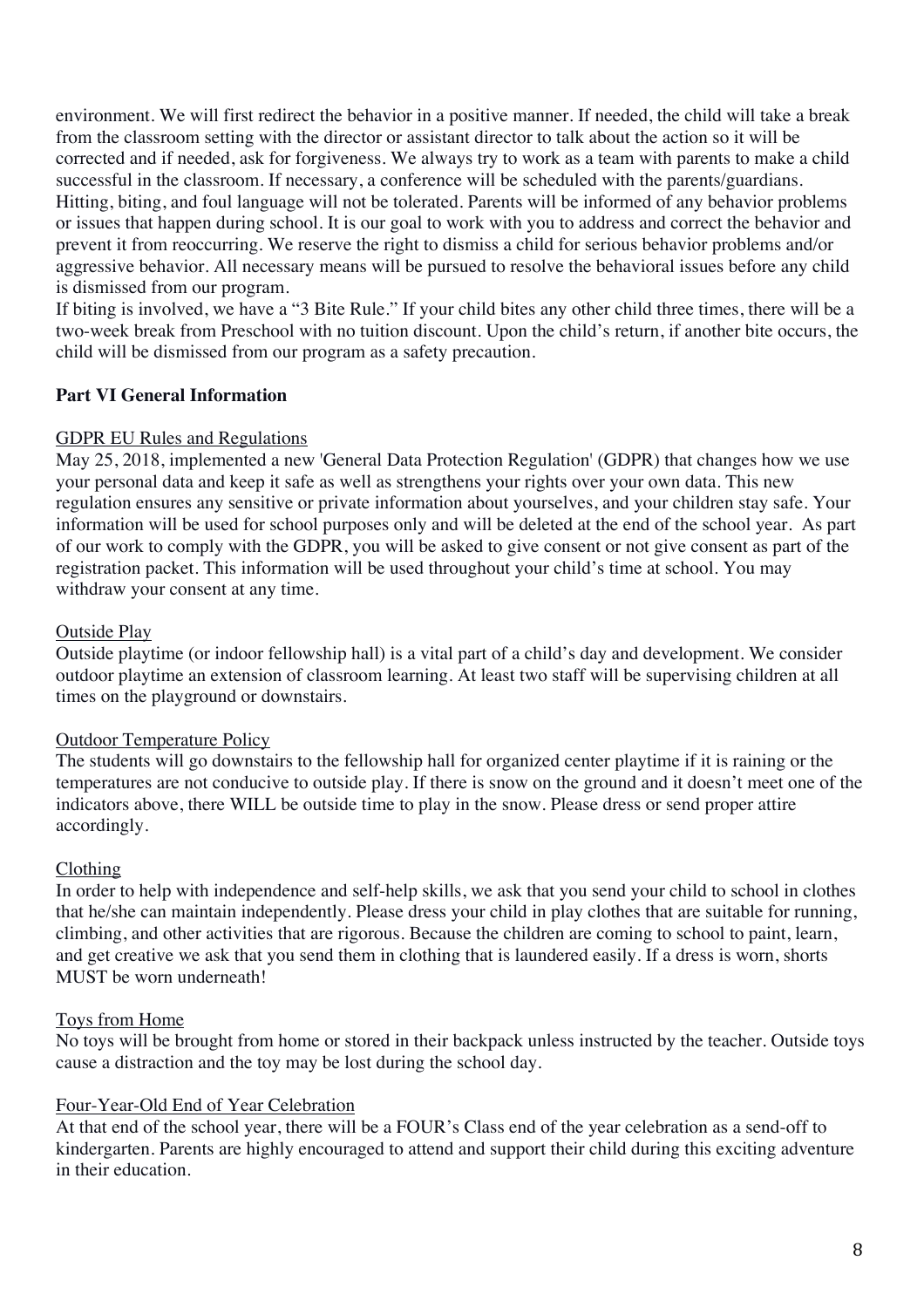environment. We will first redirect the behavior in a positive manner. If needed, the child will take a break from the classroom setting with the director or assistant director to talk about the action so it will be corrected and if needed, ask for forgiveness. We always try to work as a team with parents to make a child successful in the classroom. If necessary, a conference will be scheduled with the parents/guardians. Hitting, biting, and foul language will not be tolerated. Parents will be informed of any behavior problems or issues that happen during school. It is our goal to work with you to address and correct the behavior and prevent it from reoccurring. We reserve the right to dismiss a child for serious behavior problems and/or aggressive behavior. All necessary means will be pursued to resolve the behavioral issues before any child is dismissed from our program.

If biting is involved, we have a "3 Bite Rule." If your child bites any other child three times, there will be a two-week break from Preschool with no tuition discount. Upon the child's return, if another bite occurs, the child will be dismissed from our program as a safety precaution.

## Part VI General Information

### GDPR EU Rules and Regulations

May 25, 2018, implemented a new 'General Data Protection Regulation' (GDPR) that changes how we use your personal data and keep it safe as well as strengthens your rights over your own data. This new regulation ensures any sensitive or private information about yourselves, and your children stay safe. Your information will be used for school purposes only and will be deleted at the end of the school year. As part of our work to comply with the GDPR, you will be asked to give consent or not give consent as part of the registration packet. This information will be used throughout your child's time at school. You may withdraw your consent at any time.

### Outside Play

Outside playtime (or indoor fellowship hall) is a vital part of a child's day and development. We consider outdoor playtime an extension of classroom learning. At least two staff will be supervising children at all times on the playground or downstairs.

### Outdoor Temperature Policy

The students will go downstairs to the fellowship hall for organized center playtime if it is raining or the temperatures are not conducive to outside play. If there is snow on the ground and it doesn't meet one of the indicators above, there WILL be outside time to play in the snow. Please dress or send proper attire accordingly.

### Clothing

In order to help with independence and self-help skills, we ask that you send your child to school in clothes that he/she can maintain independently. Please dress your child in play clothes that are suitable for running, climbing, and other activities that are rigorous. Because the children are coming to school to paint, learn, and get creative we ask that you send them in clothing that is laundered easily. If a dress is worn, shorts MUST be worn underneath!

### Toys from Home

No toys will be brought from home or stored in their backpack unless instructed by the teacher. Outside toys cause a distraction and the toy may be lost during the school day.

### Four-Year-Old End of Year Celebration

At that end of the school year, there will be a FOUR's Class end of the year celebration as a send-off to kindergarten. Parents are highly encouraged to attend and support their child during this exciting adventure in their education.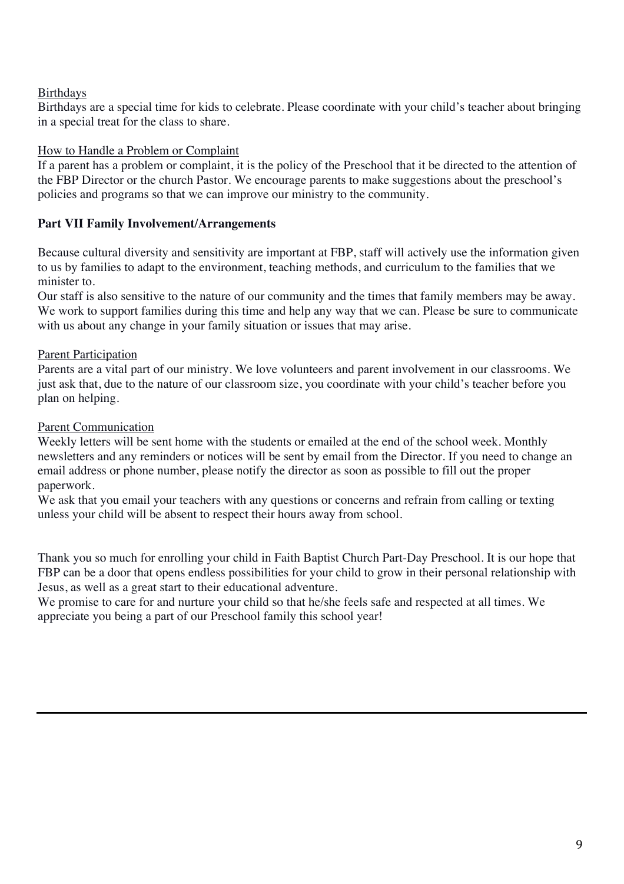Birthdays

Birthdays are a special time for kids to celebrate. Please coordinate with your child's teacher about bringing in a special treat for the class to share.

How to Handle a Problem or Complaint

If a parent has a problem or complaint, it is the policy of the Preschool that it be directed to the attention of the FBP Director or the church Pastor. We encourage parents to make suggestions about the preschool's policies and programs so that we can improve our ministry to the community.

## Part VII Family Involvement/Arrangements

Because cultural diversity and sensitivity are important at FBP, staff will actively use the information given to us by families to adapt to the environment, teaching methods, and curriculum to the families that we minister to.

Our staff is also sensitive to the nature of our community and the times that family members may be away. We work to support families during this time and help any way that we can. Please be sure to communicate with us about any change in your family situation or issues that may arise.

Parent Participation

Parents are a vital part of our ministry. We love volunteers and parent involvement in our classrooms. We just ask that, due to the nature of our classroom size, you coordinate with your child's teacher before you plan on helping.

Parent Communication

Weekly letters will be sent home with the students or emailed at the end of the school week. Monthly newsletters and any reminders or notices will be sent by email from the Director. If you need to change an email address or phone number, please notify the director as soon as possible to fill out the proper paperwork.

We ask that you email your teachers with any questions or concerns and refrain from calling or texting unless your child will be absent to respect their hours away from school.

Thank you so much for enrolling your child in Faith Baptist Church Part-Day Preschool. It is our hope that FBP can be a door that opens endless possibilities for your child to grow in their personal relationship with Jesus, as well as a great start to their educational adventure.

We promise to care for and nurture your child so that he/she feels safe and respected at all times. We appreciate you being a part of our Preschool family this school year!